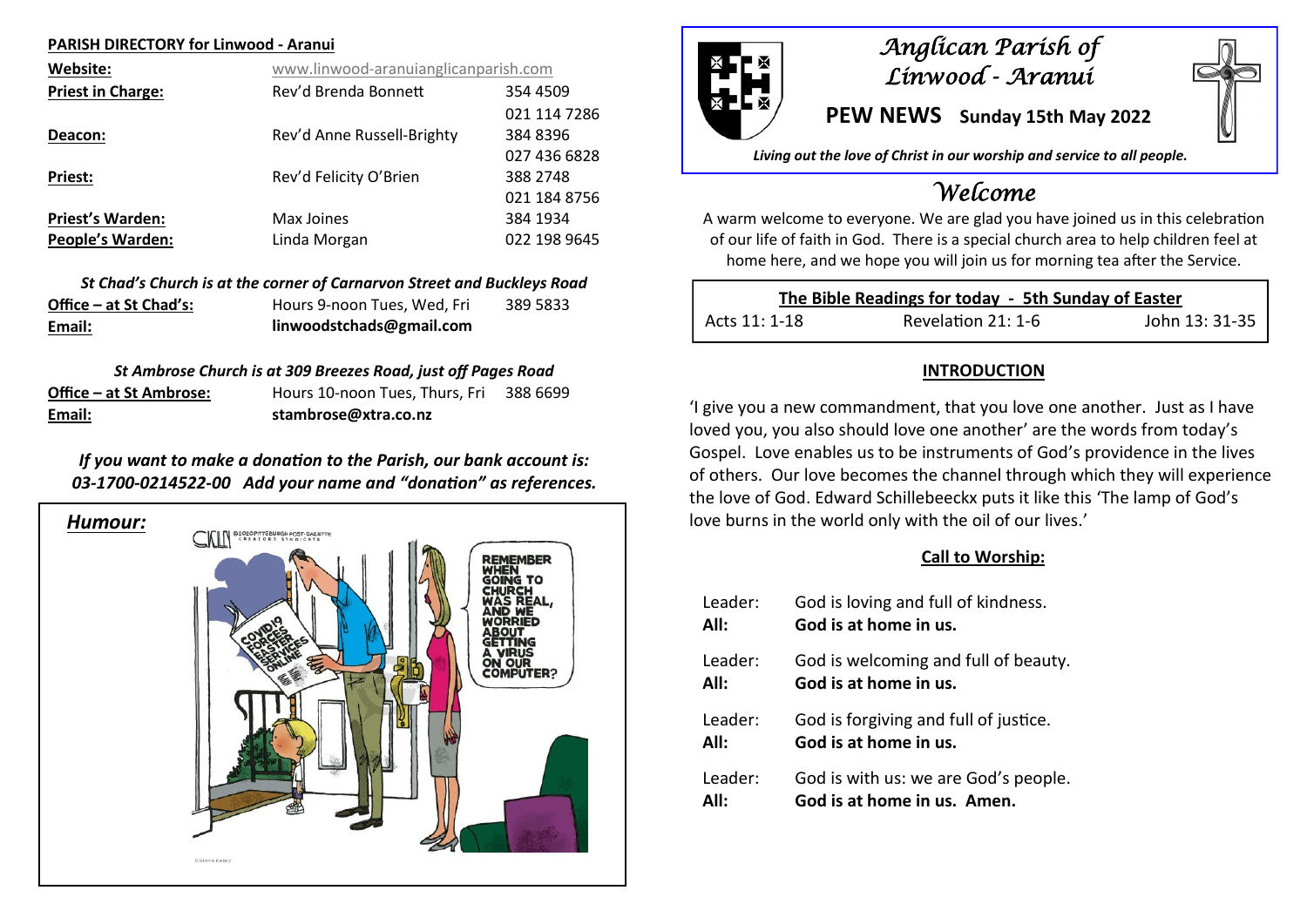**PARISH DIRECTORY for Linwood - Aranui**

| | | |
|---|---|---|
| **Website:** | www.linwood-aranuianglicanparish.com | |
| **Priest in Charge:** | Rev'd Brenda Bonnett | 354 4509 |
| | | 021 114 7286 |
| **Deacon:** | Rev'd Anne Russell-Brighty | 384 8396 |
| | | 027 436 6828 |
| **Priest:** | Rev'd Felicity O'Brien | 388 2748 |
| | | 021 184 8756 |
| **Priest's Warden:** | Max Joines | 384 1934 |
| **People's Warden:** | Linda Morgan | 022 198 9645 |

***St Chad's Church is at the corner of Carnarvon Street and Buckleys Road***

| | | |
|---|---|---|
| **Office – at St Chad's:** | Hours 9-noon Tues, Wed, Fri | 389 5833 |
| **Email:** | **linwoodstchads@gmail.com** | |

***St Ambrose Church is at 309 Breezes Road, just off Pages Road***

| | | |
|---|---|---|
| **Office – at St Ambrose:** | Hours 10-noon Tues, Thurs, Fri | 388 6699 |
| **Email:** | **stambrose@xtra.co.nz** | |

***If you want to make a donation to the Parish, our bank account is: 03-1700-0214522-00 Add your name and "donation" as references.***

***Humour:***

# *Anglican Parish of Linwood - Aranui*

## PEW NEWS Sunday 15th May 2022

***Living out the love of Christ in our worship and service to all people.***

## *Welcome*

A warm welcome to everyone. We are glad you have joined us in this celebration of our life of faith in God. There is a special church area to help children feel at home here, and we hope you will join us for morning tea after the Service.

| **The Bible Readings for today - 5th Sunday of Easter** | | |
|---|---|---|
| Acts 11: 1-18 | Revelation 21: 1-6 | John 13: 31-35 |

### INTRODUCTION

'I give you a new commandment, that you love one another. Just as I have loved you, you also should love one another' are the words from today's Gospel. Love enables us to be instruments of God's providence in the lives of others. Our love becomes the channel through which they will experience the love of God. Edward Schillebeeckx puts it like this 'The lamp of God's love burns in the world only with the oil of our lives.'

### Call to Worship:

Leader: God is loving and full of kindness.
**All: God is at home in us.**

Leader: God is welcoming and full of beauty.
**All: God is at home in us.**

Leader: God is forgiving and full of justice.
**All: God is at home in us.**

Leader: God is with us: we are God's people.
**All: God is at home in us. Amen.**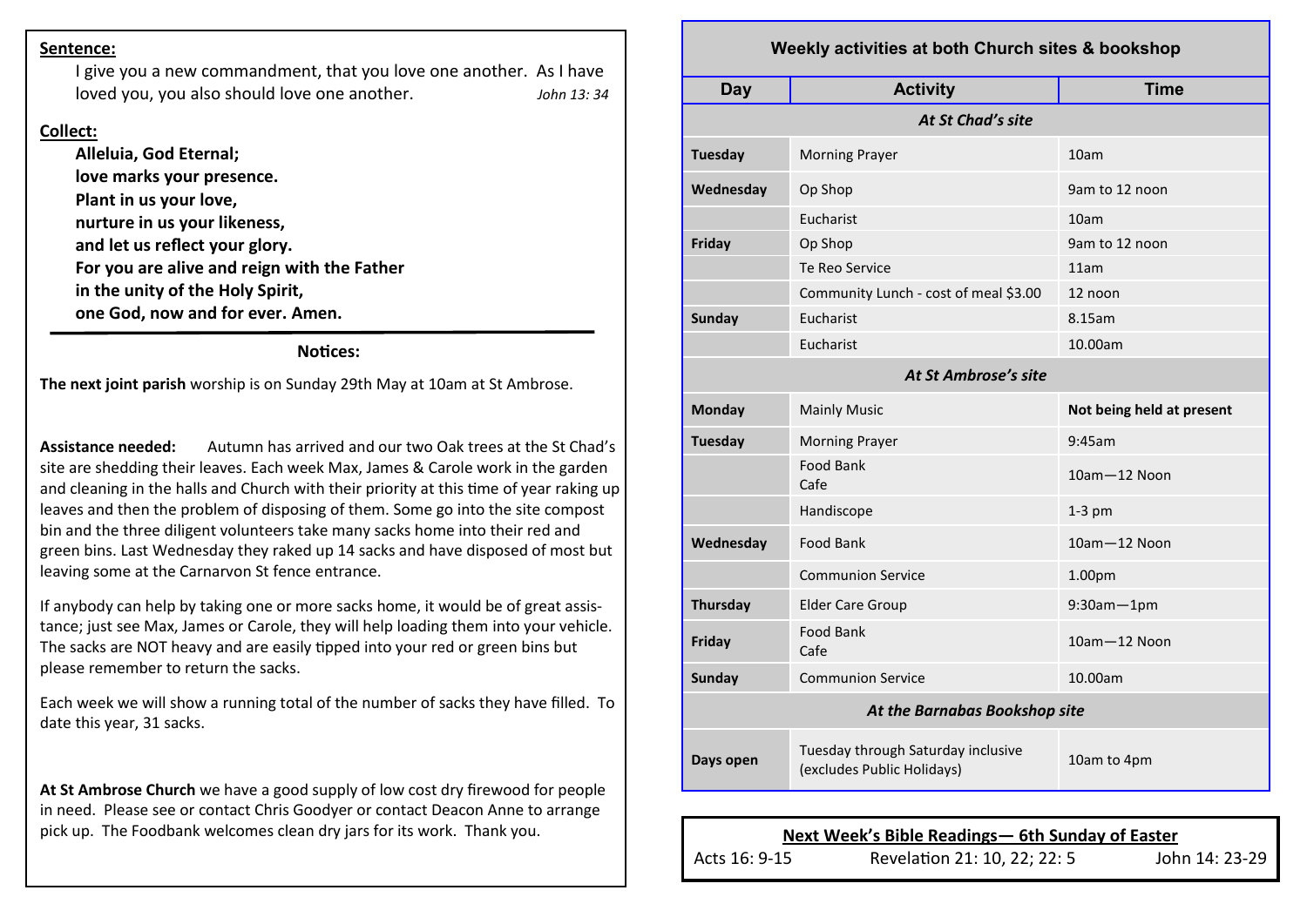**Sentence:**

I give you a new commandment, that you love one another. As I have loved you, you also should love one another. *John 13: 34*

**Collect:**

**Alleluia, God Eternal;**
**love marks your presence.**
**Plant in us your love,**
**nurture in us your likeness,**
**and let us reflect your glory.**
**For you are alive and reign with the Father**
**in the unity of the Holy Spirit,**
**one God, now and for ever. Amen.**

---

### Notices:

**The next joint parish** worship is on Sunday 29th May at 10am at St Ambrose.

**Assistance needed:** Autumn has arrived and our two Oak trees at the St Chad's site are shedding their leaves. Each week Max, James & Carole work in the garden and cleaning in the halls and Church with their priority at this time of year raking up leaves and then the problem of disposing of them. Some go into the site compost bin and the three diligent volunteers take many sacks home into their red and green bins. Last Wednesday they raked up 14 sacks and have disposed of most but leaving some at the Carnarvon St fence entrance.

If anybody can help by taking one or more sacks home, it would be of great assistance; just see Max, James or Carole, they will help loading them into your vehicle. The sacks are NOT heavy and are easily tipped into your red or green bins but please remember to return the sacks.

Each week we will show a running total of the number of sacks they have filled. To date this year, 31 sacks.

**At St Ambrose Church** we have a good supply of low cost dry firewood for people in need. Please see or contact Chris Goodyer or contact Deacon Anne to arrange pick up. The Foodbank welcomes clean dry jars for its work. Thank you.

### Weekly activities at both Church sites & bookshop

| Day | Activity | Time |
|---|---|---|
| *At St Chad's site* | | |
| **Tuesday** | Morning Prayer | 10am |
| **Wednesday** | Op Shop | 9am to 12 noon |
| | Eucharist | 10am |
| **Friday** | Op Shop | 9am to 12 noon |
| | Te Reo Service | 11am |
| | Community Lunch - cost of meal $3.00 | 12 noon |
| **Sunday** | Eucharist | 8.15am |
| | Eucharist | 10.00am |
| *At St Ambrose's site* | | |
| **Monday** | Mainly Music | **Not being held at present** |
| **Tuesday** | Morning Prayer | 9:45am |
| | Food Bank Cafe | 10am—12 Noon |
| | Handiscope | 1-3 pm |
| **Wednesday** | Food Bank | 10am—12 Noon |
| | Communion Service | 1.00pm |
| **Thursday** | Elder Care Group | 9:30am—1pm |
| **Friday** | Food Bank Cafe | 10am—12 Noon |
| **Sunday** | Communion Service | 10.00am |
| *At the Barnabas Bookshop site* | | |
| **Days open** | Tuesday through Saturday inclusive (excludes Public Holidays) | 10am to 4pm |

**Next Week's Bible Readings— 6th Sunday of Easter**

Acts 16: 9-15 Revelation 21: 10, 22; 22: 5 John 14: 23-29